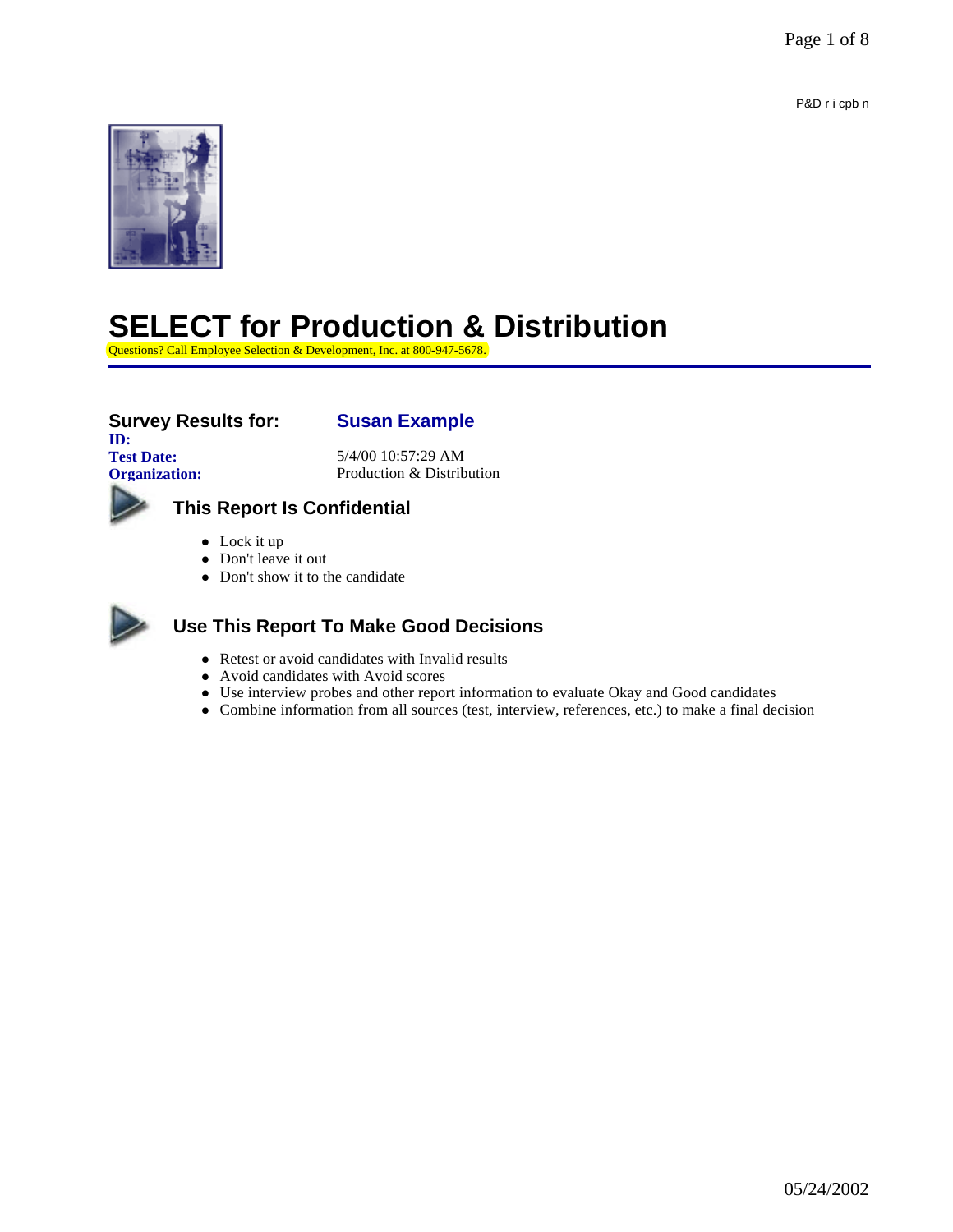P&D r i cpb n

# SELECT for Production & Distribution

Questions? Call Employee Selection & Development, Inc. at 800-947-5678.

**Survey Results for:** **Susan Example**

**ID:**

**Test Date:** 5/4/00 10:57:29 AM

**Organization:** Production & Distribution

## This Report Is Confidential

- Lock it up
- Don't leave it out
- Don't show it to the candidate

## Use This Report To Make Good Decisions

- Retest or avoid candidates with Invalid results
- Avoid candidates with Avoid scores
- Use interview probes and other report information to evaluate Okay and Good candidates
- Combine information from all sources (test, interview, references, etc.) to make a final decision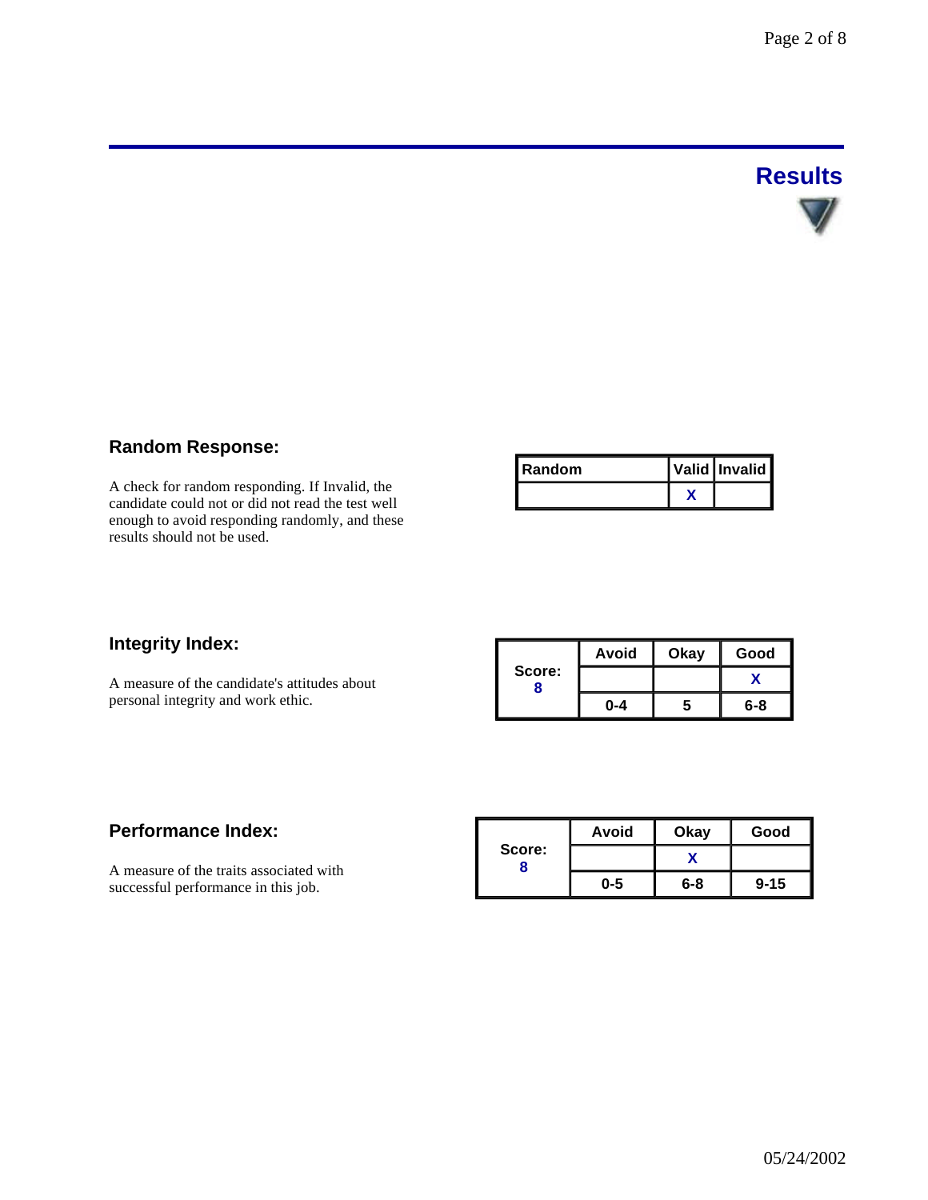## Results

### Random Response:

A check for random responding. If Invalid, the candidate could not or did not read the test well enough to avoid responding randomly, and these results should not be used.

| Random | Valid | Invalid |
|---|---|---|
| | X | |

### Integrity Index:

A measure of the candidate's attitudes about personal integrity and work ethic.

| Score: 8 | Avoid | Okay | Good |
|---|---|---|---|
| | | | X |
| | 0-4 | 5 | 6-8 |

### Performance Index:

A measure of the traits associated with successful performance in this job.

| Score: 8 | Avoid | Okay | Good |
|---|---|---|---|
| | | X | |
| | 0-5 | 6-8 | 9-15 |

05/24/2002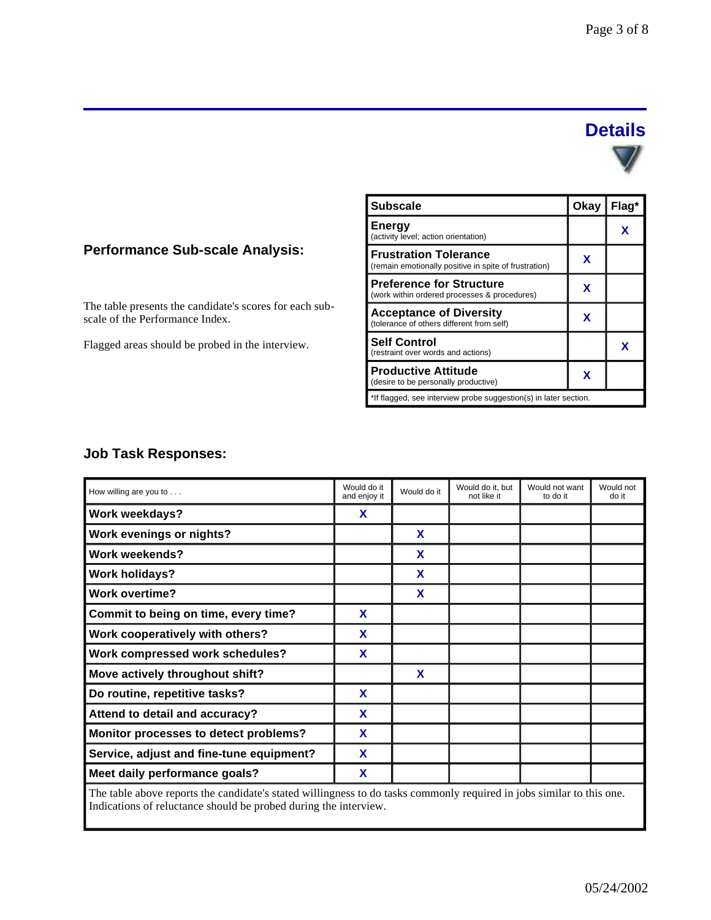## Details

### Performance Sub-scale Analysis:

The table presents the candidate's scores for each sub-scale of the Performance Index.

Flagged areas should be probed in the interview.

| Subscale | Okay | Flag* |
|---|---|---|
| **Energy** (activity level; action orientation) | | X |
| **Frustration Tolerance** (remain emotionally positive in spite of frustration) | X | |
| **Preference for Structure** (work within ordered processes & procedures) | X | |
| **Acceptance of Diversity** (tolerance of others different from self) | X | |
| **Self Control** (restraint over words and actions) | | X |
| **Productive Attitude** (desire to be personally productive) | X | |

*If flagged, see interview probe suggestion(s) in later section.

### Job Task Responses:

| How willing are you to . . . | Would do it and enjoy it | Would do it | Would do it, but not like it | Would not want to do it | Would not do it |
|---|---|---|---|---|---|
| **Work weekdays?** | X | | | | |
| **Work evenings or nights?** | | X | | | |
| **Work weekends?** | | X | | | |
| **Work holidays?** | | X | | | |
| **Work overtime?** | | X | | | |
| **Commit to being on time, every time?** | X | | | | |
| **Work cooperatively with others?** | X | | | | |
| **Work compressed work schedules?** | X | | | | |
| **Move actively throughout shift?** | | X | | | |
| **Do routine, repetitive tasks?** | X | | | | |
| **Attend to detail and accuracy?** | X | | | | |
| **Monitor processes to detect problems?** | X | | | | |
| **Service, adjust and fine-tune equipment?** | X | | | | |
| **Meet daily performance goals?** | X | | | | |

The table above reports the candidate's stated willingness to do tasks commonly required in jobs similar to this one. Indications of reluctance should be probed during the interview.

05/24/2002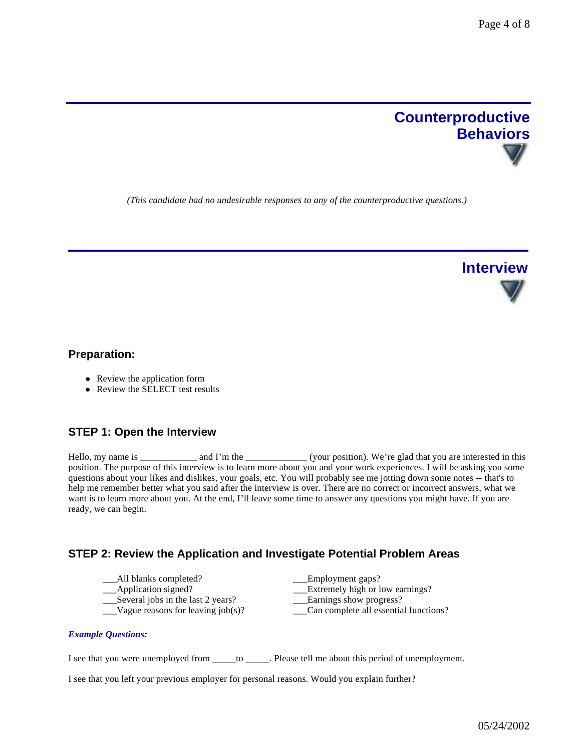## Counterproductive Behaviors

*(This candidate had no undesirable responses to any of the counterproductive questions.)*

## Interview

### Preparation:

- Review the application form
- Review the SELECT test results

### STEP 1: Open the Interview

Hello, my name is ____________ and I'm the _____________ (your position). We're glad that you are interested in this position. The purpose of this interview is to learn more about you and your work experiences. I will be asking you some questions about your likes and dislikes, your goals, etc. You will probably see me jotting down some notes -- that's to help me remember better what you said after the interview is over. There are no correct or incorrect answers, what we want is to learn more about you. At the end, I'll leave some time to answer any questions you might have. If you are ready, we can begin.

### STEP 2: Review the Application and Investigate Potential Problem Areas

___All blanks completed?
___Application signed?
___Several jobs in the last 2 years?
___Vague reasons for leaving job(s)?
___Employment gaps?
___Extremely high or low earnings?
___Earnings show progress?
___Can complete all essential functions?

***Example Questions:***

I see that you were unemployed from _____to _____. Please tell me about this period of unemployment.

I see that you left your previous employer for personal reasons. Would you explain further?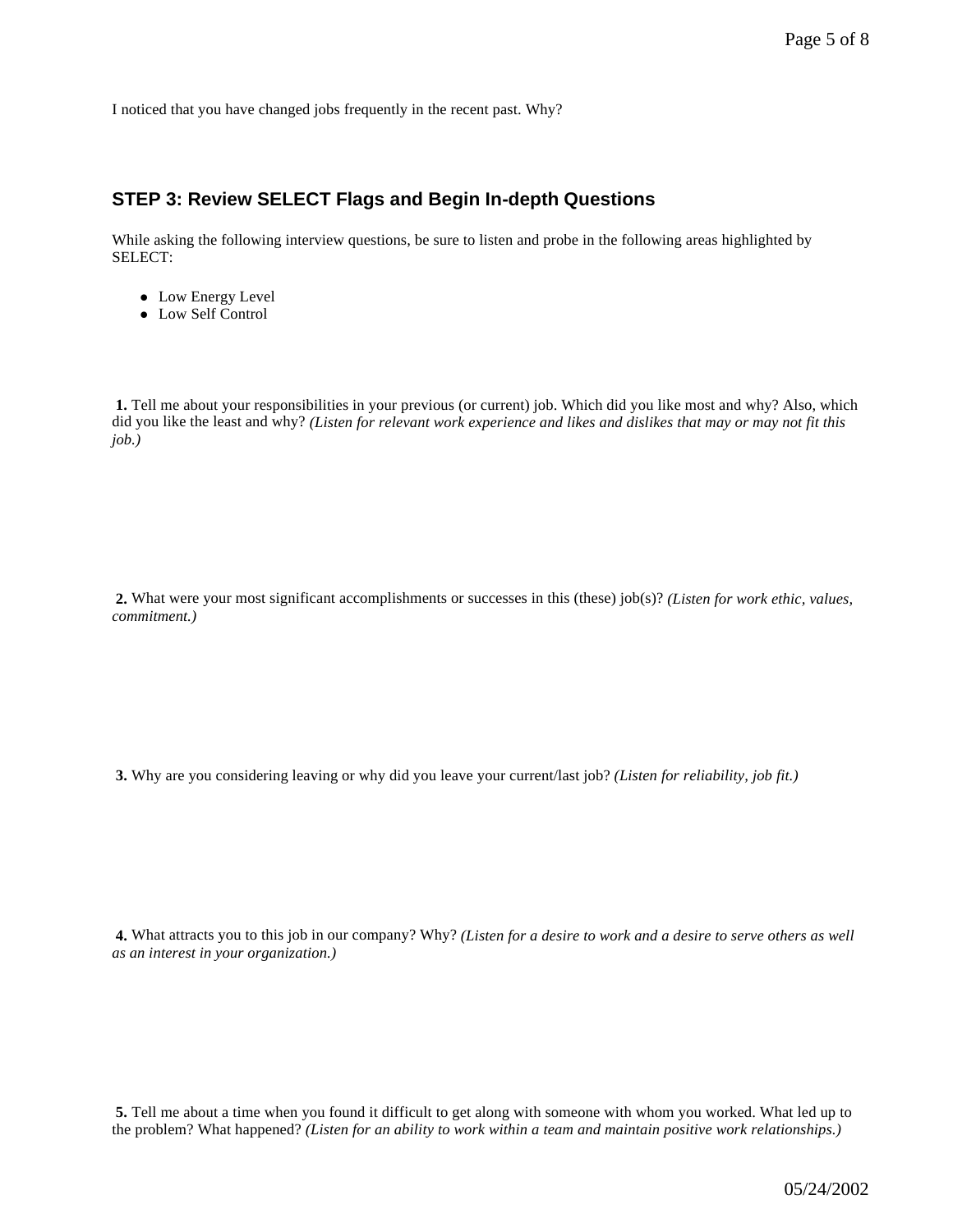I noticed that you have changed jobs frequently in the recent past. Why?

## STEP 3: Review SELECT Flags and Begin In-depth Questions

While asking the following interview questions, be sure to listen and probe in the following areas highlighted by SELECT:

- Low Energy Level
- Low Self Control

**1.** Tell me about your responsibilities in your previous (or current) job. Which did you like most and why? Also, which did you like the least and why? *(Listen for relevant work experience and likes and dislikes that may or may not fit this job.)*

**2.** What were your most significant accomplishments or successes in this (these) job(s)? *(Listen for work ethic, values, commitment.)*

**3.** Why are you considering leaving or why did you leave your current/last job? *(Listen for reliability, job fit.)*

**4.** What attracts you to this job in our company? Why? *(Listen for a desire to work and a desire to serve others as well as an interest in your organization.)*

**5.** Tell me about a time when you found it difficult to get along with someone with whom you worked. What led up to the problem? What happened? *(Listen for an ability to work within a team and maintain positive work relationships.)*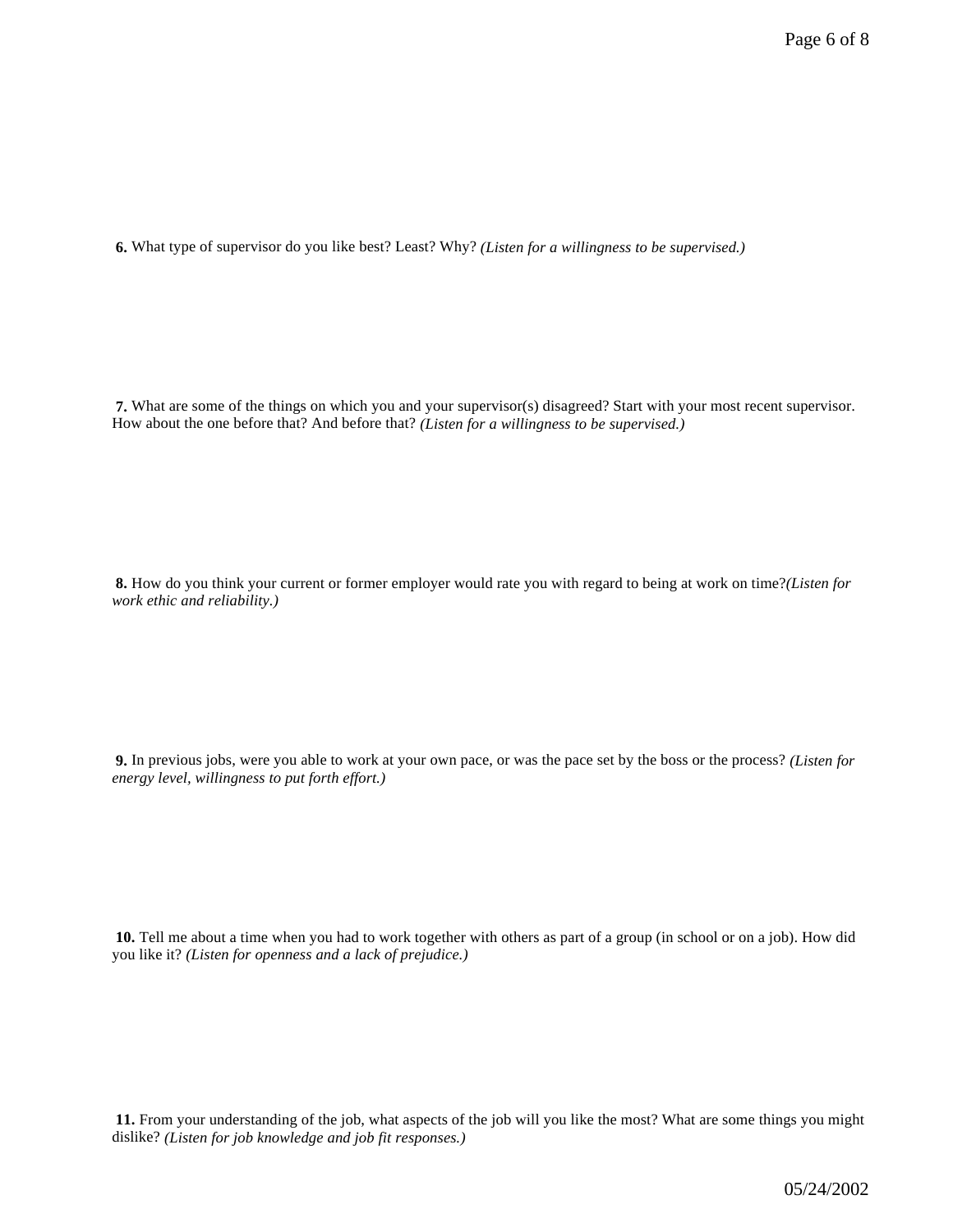**6.** What type of supervisor do you like best? Least? Why? *(Listen for a willingness to be supervised.)*

**7.** What are some of the things on which you and your supervisor(s) disagreed? Start with your most recent supervisor. How about the one before that? And before that? *(Listen for a willingness to be supervised.)*

**8.** How do you think your current or former employer would rate you with regard to being at work on time?*(Listen for work ethic and reliability.)*

**9.** In previous jobs, were you able to work at your own pace, or was the pace set by the boss or the process? *(Listen for energy level, willingness to put forth effort.)*

**10.** Tell me about a time when you had to work together with others as part of a group (in school or on a job). How did you like it? *(Listen for openness and a lack of prejudice.)*

**11.** From your understanding of the job, what aspects of the job will you like the most? What are some things you might dislike? *(Listen for job knowledge and job fit responses.)*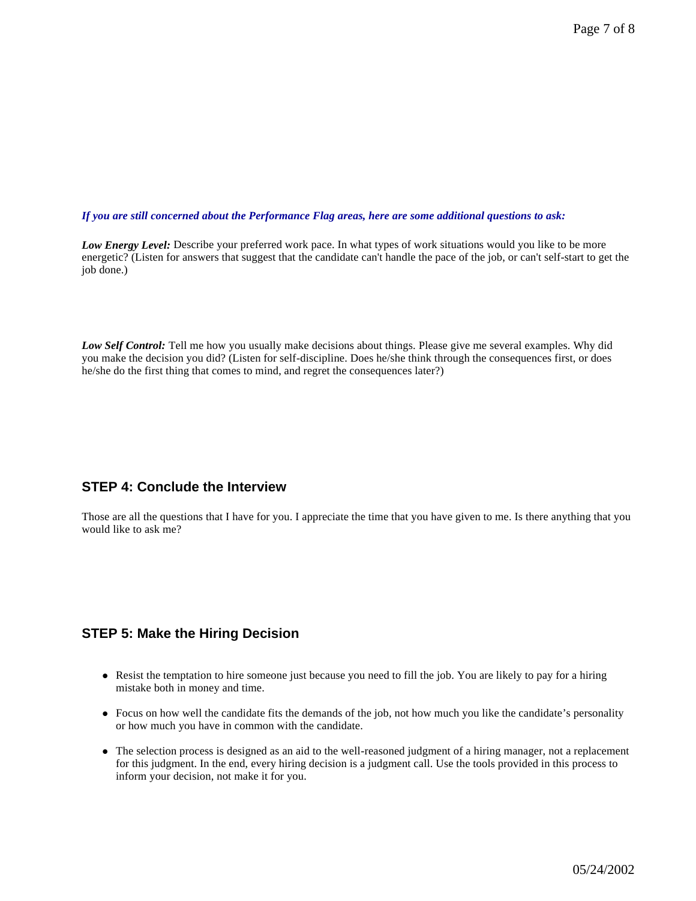***If you are still concerned about the Performance Flag areas, here are some additional questions to ask:***

***Low Energy Level:*** Describe your preferred work pace. In what types of work situations would you like to be more energetic? (Listen for answers that suggest that the candidate can't handle the pace of the job, or can't self-start to get the job done.)

***Low Self Control:*** Tell me how you usually make decisions about things. Please give me several examples. Why did you make the decision you did? (Listen for self-discipline. Does he/she think through the consequences first, or does he/she do the first thing that comes to mind, and regret the consequences later?)

## STEP 4: Conclude the Interview

Those are all the questions that I have for you. I appreciate the time that you have given to me. Is there anything that you would like to ask me?

## STEP 5: Make the Hiring Decision

- Resist the temptation to hire someone just because you need to fill the job. You are likely to pay for a hiring mistake both in money and time.
- Focus on how well the candidate fits the demands of the job, not how much you like the candidate's personality or how much you have in common with the candidate.
- The selection process is designed as an aid to the well-reasoned judgment of a hiring manager, not a replacement for this judgment. In the end, every hiring decision is a judgment call. Use the tools provided in this process to inform your decision, not make it for you.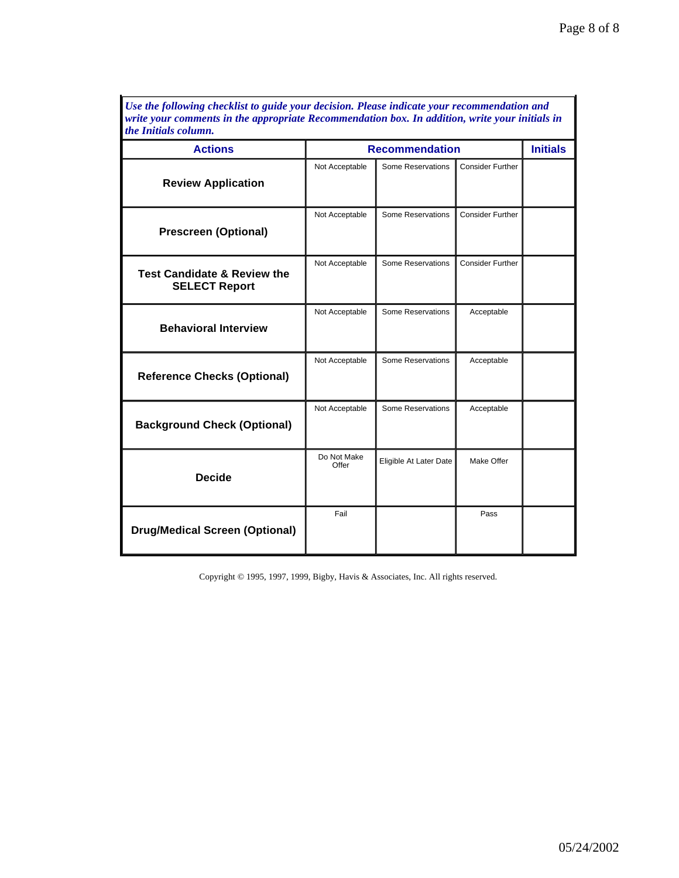*Use the following checklist to guide your decision. Please indicate your recommendation and write your comments in the appropriate Recommendation box. In addition, write your initials in the Initials column.*

| Actions | Recommendation | | | Initials |
|---|---|---|---|---|
| **Review Application** | Not Acceptable | Some Reservations | Consider Further | |
| **Prescreen (Optional)** | Not Acceptable | Some Reservations | Consider Further | |
| **Test Candidate & Review the SELECT Report** | Not Acceptable | Some Reservations | Consider Further | |
| **Behavioral Interview** | Not Acceptable | Some Reservations | Acceptable | |
| **Reference Checks (Optional)** | Not Acceptable | Some Reservations | Acceptable | |
| **Background Check (Optional)** | Not Acceptable | Some Reservations | Acceptable | |
| **Decide** | Do Not Make Offer | Eligible At Later Date | Make Offer | |
| **Drug/Medical Screen (Optional)** | Fail | | Pass | |

Copyright © 1995, 1997, 1999, Bigby, Havis & Associates, Inc. All rights reserved.

05/24/2002